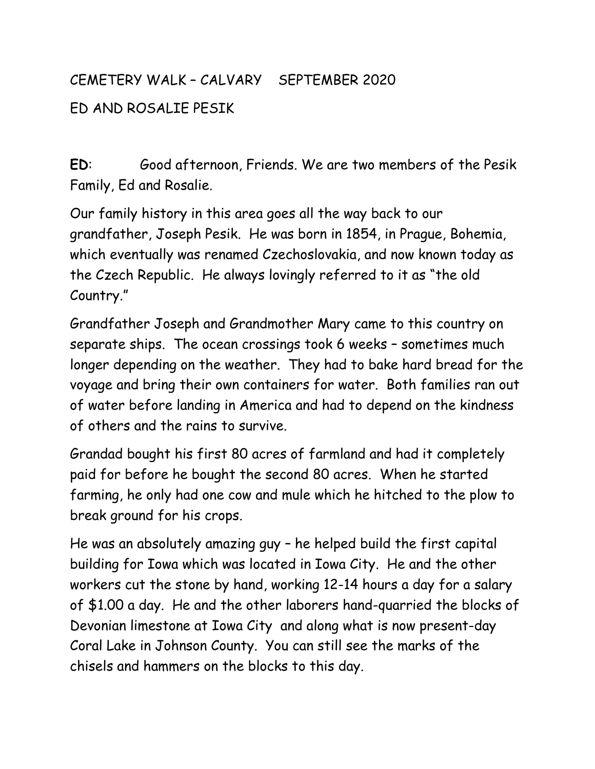CEMETERY WALK – CALVARY    SEPTEMBER 2020

ED AND ROSALIE PESIK

**ED**: Good afternoon, Friends. We are two members of the Pesik Family, Ed and Rosalie.

Our family history in this area goes all the way back to our grandfather, Joseph Pesik. He was born in 1854, in Prague, Bohemia, which eventually was renamed Czechoslovakia, and now known today as the Czech Republic. He always lovingly referred to it as "the old Country."

Grandfather Joseph and Grandmother Mary came to this country on separate ships. The ocean crossings took 6 weeks – sometimes much longer depending on the weather. They had to bake hard bread for the voyage and bring their own containers for water. Both families ran out of water before landing in America and had to depend on the kindness of others and the rains to survive.

Grandad bought his first 80 acres of farmland and had it completely paid for before he bought the second 80 acres. When he started farming, he only had one cow and mule which he hitched to the plow to break ground for his crops.

He was an absolutely amazing guy – he helped build the first capital building for Iowa which was located in Iowa City. He and the other workers cut the stone by hand, working 12-14 hours a day for a salary of $1.00 a day. He and the other laborers hand-quarried the blocks of Devonian limestone at Iowa City and along what is now present-day Coral Lake in Johnson County. You can still see the marks of the chisels and hammers on the blocks to this day.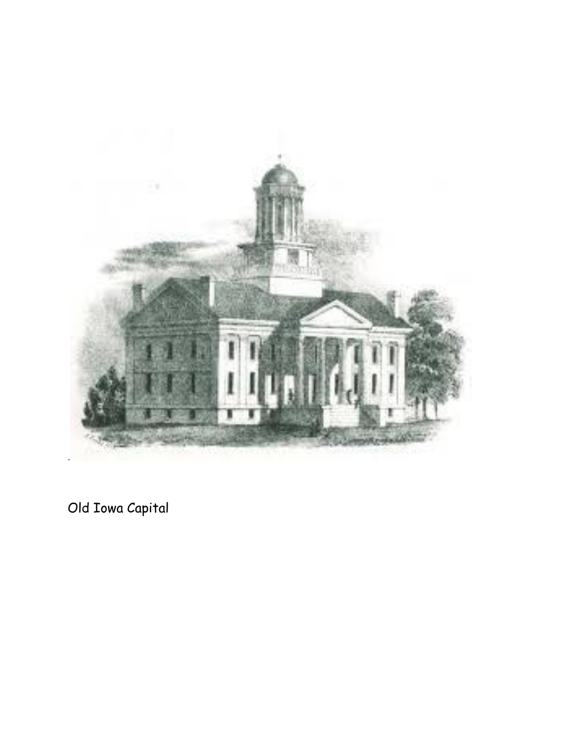Old Iowa Capital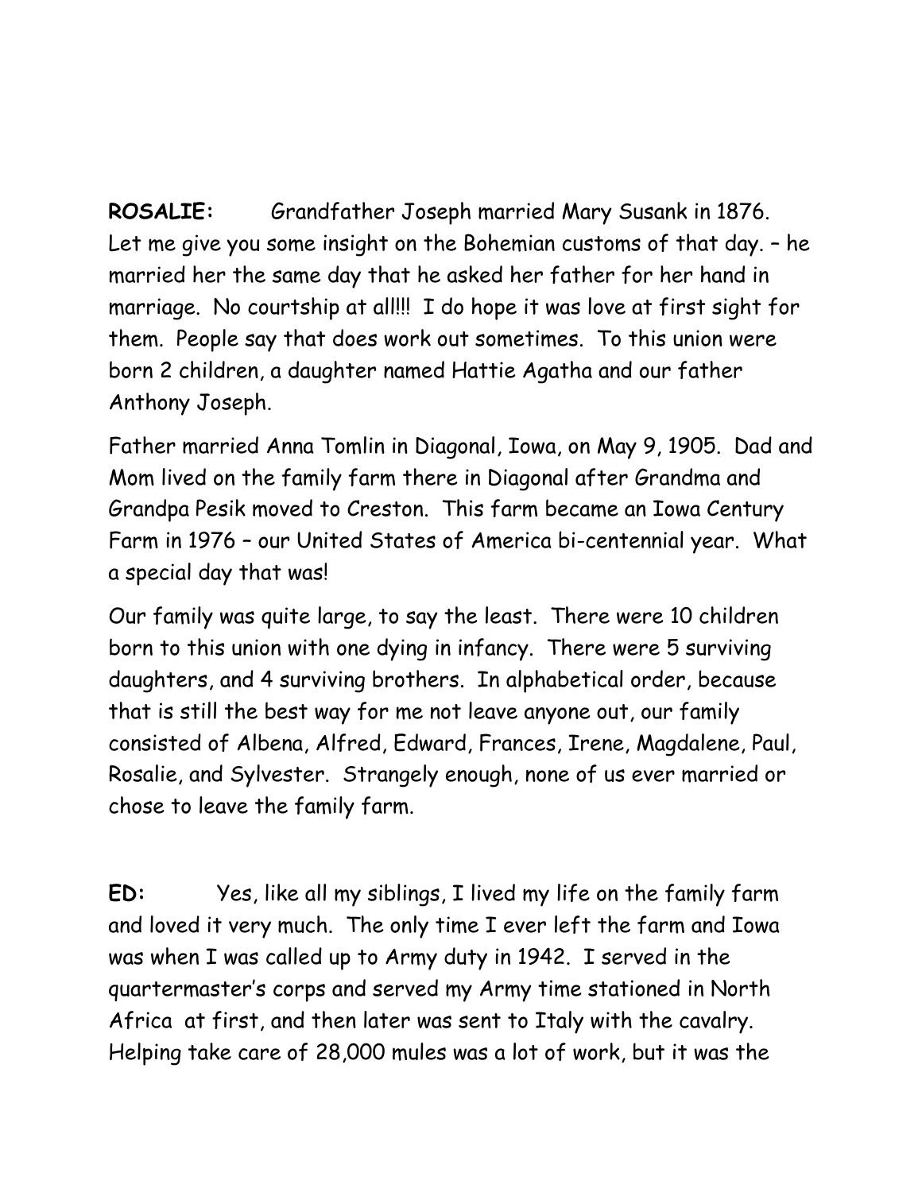**ROSALIE:** Grandfather Joseph married Mary Susank in 1876. Let me give you some insight on the Bohemian customs of that day. – he married her the same day that he asked her father for her hand in marriage. No courtship at all!!! I do hope it was love at first sight for them. People say that does work out sometimes. To this union were born 2 children, a daughter named Hattie Agatha and our father Anthony Joseph.

Father married Anna Tomlin in Diagonal, Iowa, on May 9, 1905. Dad and Mom lived on the family farm there in Diagonal after Grandma and Grandpa Pesik moved to Creston. This farm became an Iowa Century Farm in 1976 – our United States of America bi-centennial year. What a special day that was!

Our family was quite large, to say the least. There were 10 children born to this union with one dying in infancy. There were 5 surviving daughters, and 4 surviving brothers. In alphabetical order, because that is still the best way for me not leave anyone out, our family consisted of Albena, Alfred, Edward, Frances, Irene, Magdalene, Paul, Rosalie, and Sylvester. Strangely enough, none of us ever married or chose to leave the family farm.

**ED:** Yes, like all my siblings, I lived my life on the family farm and loved it very much. The only time I ever left the farm and Iowa was when I was called up to Army duty in 1942. I served in the quartermaster's corps and served my Army time stationed in North Africa at first, and then later was sent to Italy with the cavalry. Helping take care of 28,000 mules was a lot of work, but it was the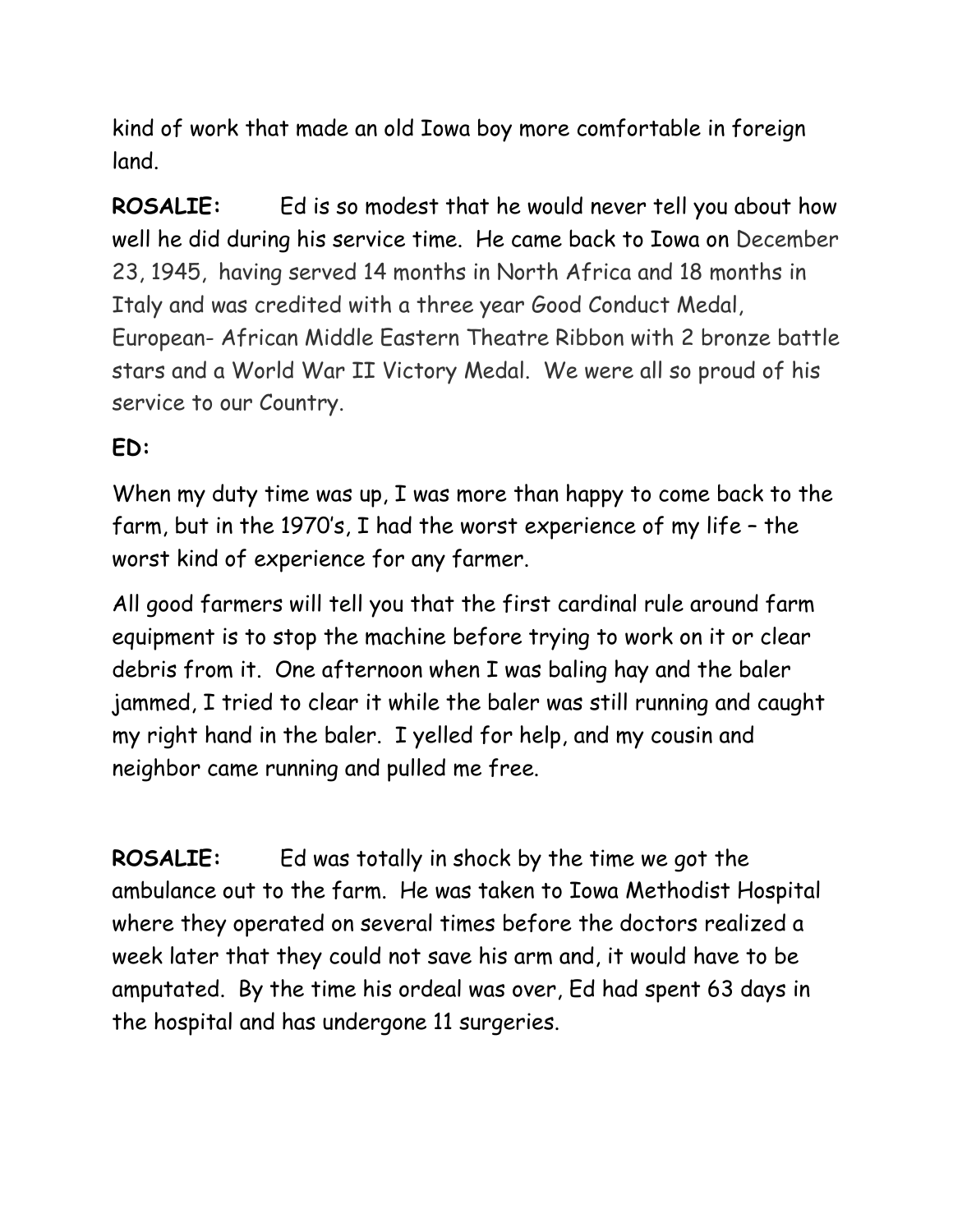kind of work that made an old Iowa boy more comfortable in foreign land.

**ROSALIE:** Ed is so modest that he would never tell you about how well he did during his service time. He came back to Iowa on December 23, 1945, having served 14 months in North Africa and 18 months in Italy and was credited with a three year Good Conduct Medal, European- African Middle Eastern Theatre Ribbon with 2 bronze battle stars and a World War II Victory Medal. We were all so proud of his service to our Country.

**ED:**

When my duty time was up, I was more than happy to come back to the farm, but in the 1970's, I had the worst experience of my life – the worst kind of experience for any farmer.

All good farmers will tell you that the first cardinal rule around farm equipment is to stop the machine before trying to work on it or clear debris from it. One afternoon when I was baling hay and the baler jammed, I tried to clear it while the baler was still running and caught my right hand in the baler. I yelled for help, and my cousin and neighbor came running and pulled me free.

**ROSALIE:** Ed was totally in shock by the time we got the ambulance out to the farm. He was taken to Iowa Methodist Hospital where they operated on several times before the doctors realized a week later that they could not save his arm and, it would have to be amputated. By the time his ordeal was over, Ed had spent 63 days in the hospital and has undergone 11 surgeries.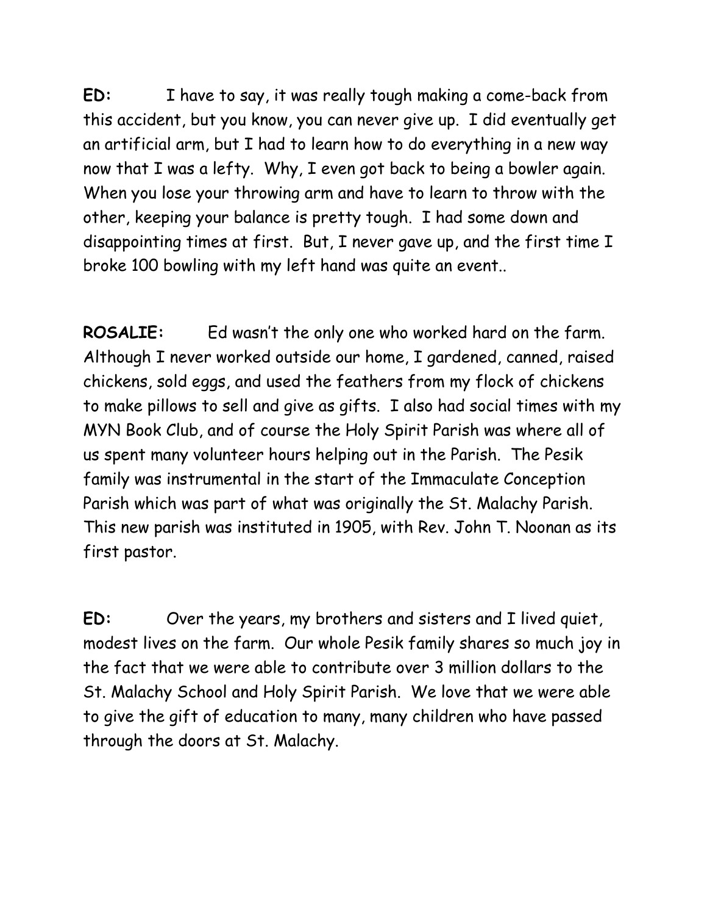**ED:** I have to say, it was really tough making a come-back from this accident, but you know, you can never give up. I did eventually get an artificial arm, but I had to learn how to do everything in a new way now that I was a lefty. Why, I even got back to being a bowler again. When you lose your throwing arm and have to learn to throw with the other, keeping your balance is pretty tough. I had some down and disappointing times at first. But, I never gave up, and the first time I broke 100 bowling with my left hand was quite an event..

**ROSALIE:** Ed wasn't the only one who worked hard on the farm. Although I never worked outside our home, I gardened, canned, raised chickens, sold eggs, and used the feathers from my flock of chickens to make pillows to sell and give as gifts. I also had social times with my MYN Book Club, and of course the Holy Spirit Parish was where all of us spent many volunteer hours helping out in the Parish. The Pesik family was instrumental in the start of the Immaculate Conception Parish which was part of what was originally the St. Malachy Parish. This new parish was instituted in 1905, with Rev. John T. Noonan as its first pastor.

**ED:** Over the years, my brothers and sisters and I lived quiet, modest lives on the farm. Our whole Pesik family shares so much joy in the fact that we were able to contribute over 3 million dollars to the St. Malachy School and Holy Spirit Parish. We love that we were able to give the gift of education to many, many children who have passed through the doors at St. Malachy.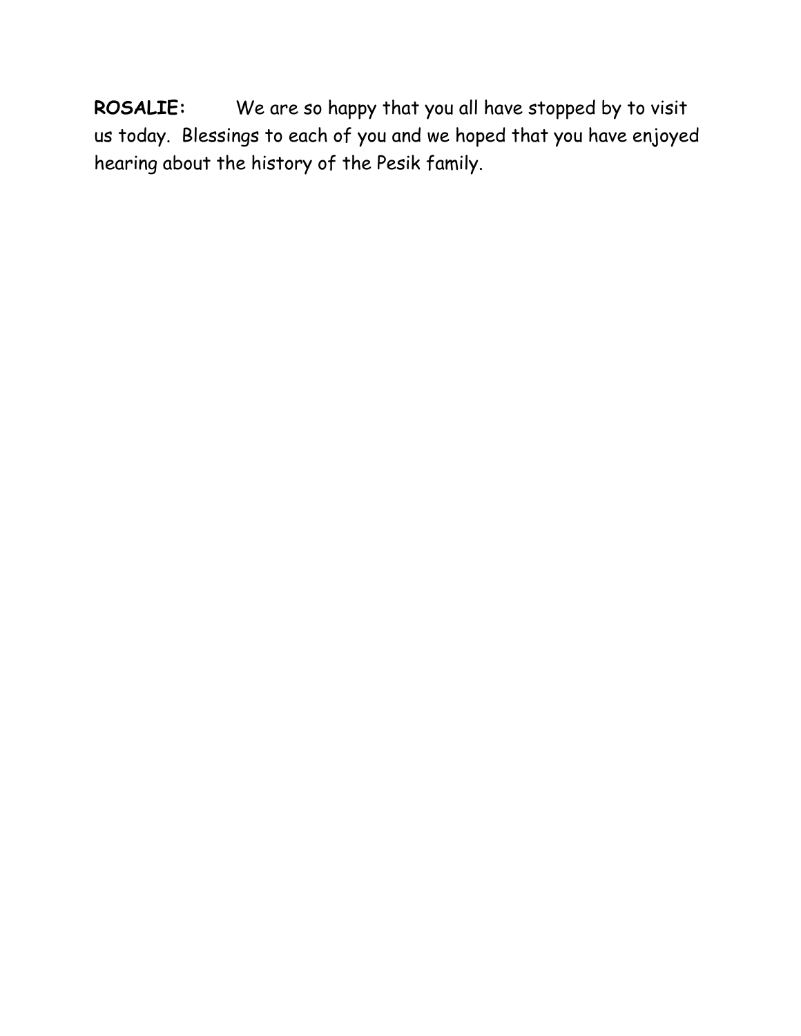**ROSALIE:** We are so happy that you all have stopped by to visit us today. Blessings to each of you and we hoped that you have enjoyed hearing about the history of the Pesik family.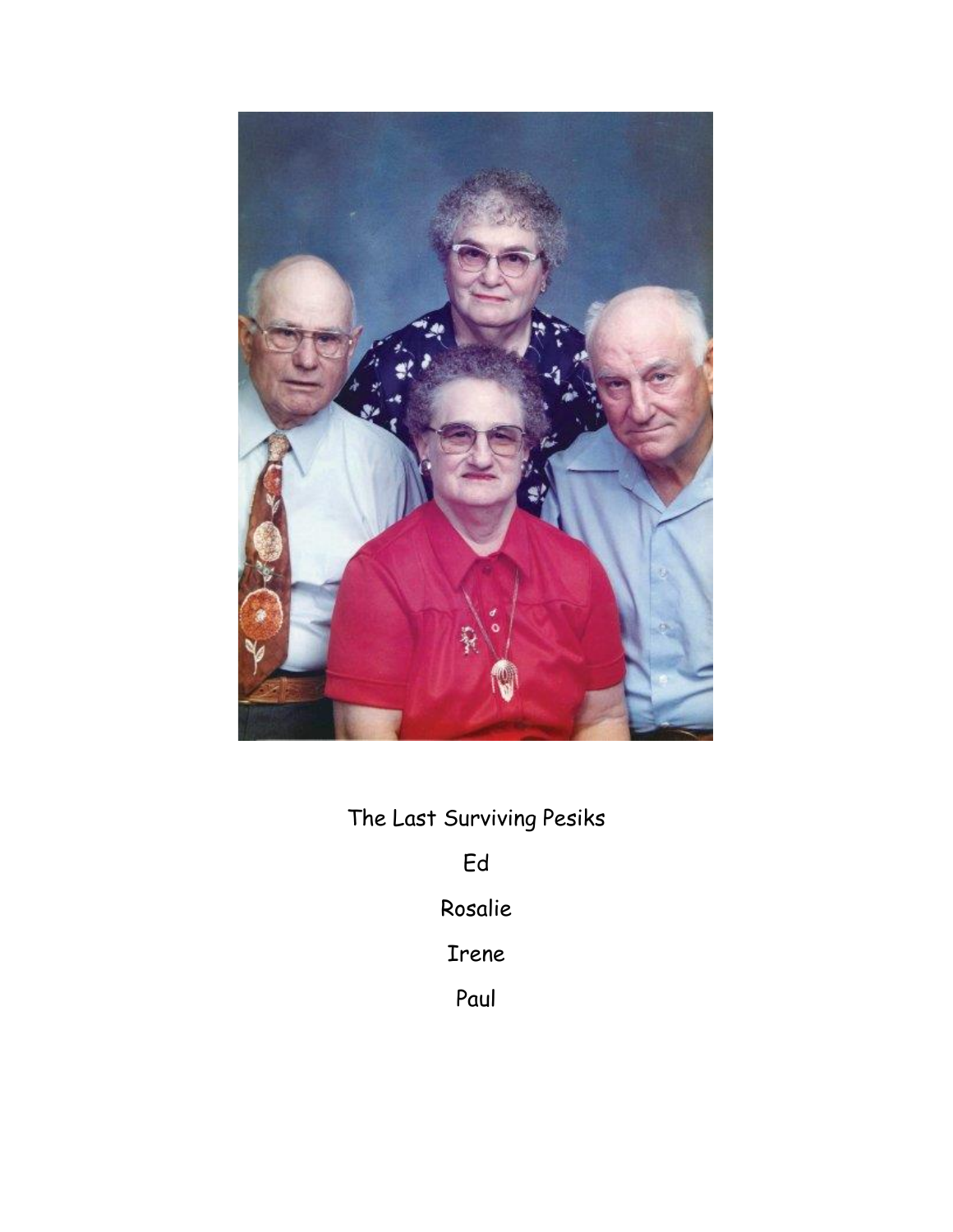The Last Surviving Pesiks

Ed

Rosalie

Irene

Paul